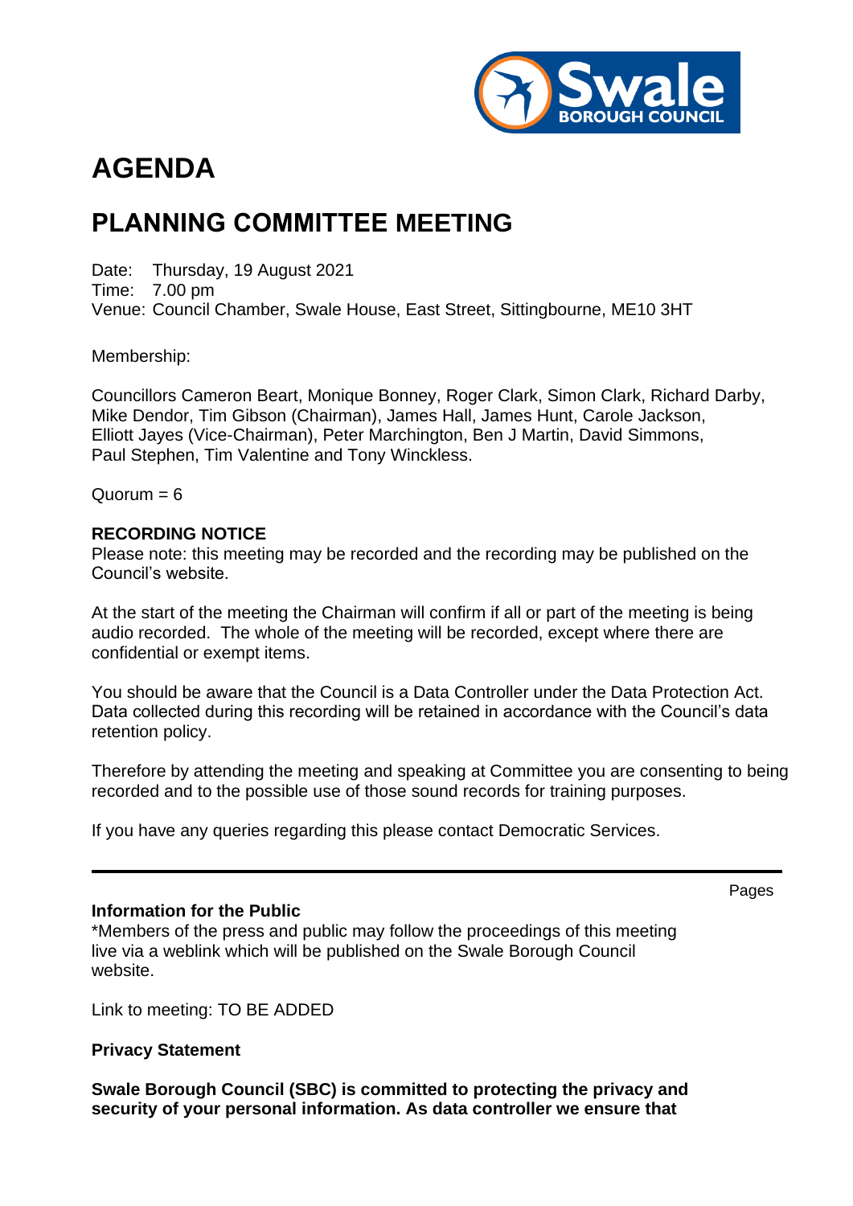# AGENDA

## PLANNING COMMITTEE MEETING

Date: Thursday, 19 August 2021
Time: 7.00 pm
Venue: Council Chamber, Swale House, East Street, Sittingbourne, ME10 3HT

Membership:

Councillors Cameron Beart, Monique Bonney, Roger Clark, Simon Clark, Richard Darby, Mike Dendor, Tim Gibson (Chairman), James Hall, James Hunt, Carole Jackson, Elliott Jayes (Vice-Chairman), Peter Marchington, Ben J Martin, David Simmons, Paul Stephen, Tim Valentine and Tony Winckless.

Quorum = 6

**RECORDING NOTICE**
Please note: this meeting may be recorded and the recording may be published on the Council's website.

At the start of the meeting the Chairman will confirm if all or part of the meeting is being audio recorded. The whole of the meeting will be recorded, except where there are confidential or exempt items.

You should be aware that the Council is a Data Controller under the Data Protection Act. Data collected during this recording will be retained in accordance with the Council's data retention policy.

Therefore by attending the meeting and speaking at Committee you are consenting to being recorded and to the possible use of those sound records for training purposes.

If you have any queries regarding this please contact Democratic Services.

---

Pages

**Information for the Public**
*Members of the press and public may follow the proceedings of this meeting live via a weblink which will be published on the Swale Borough Council website.

Link to meeting: TO BE ADDED

**Privacy Statement**

**Swale Borough Council (SBC) is committed to protecting the privacy and security of your personal information. As data controller we ensure that**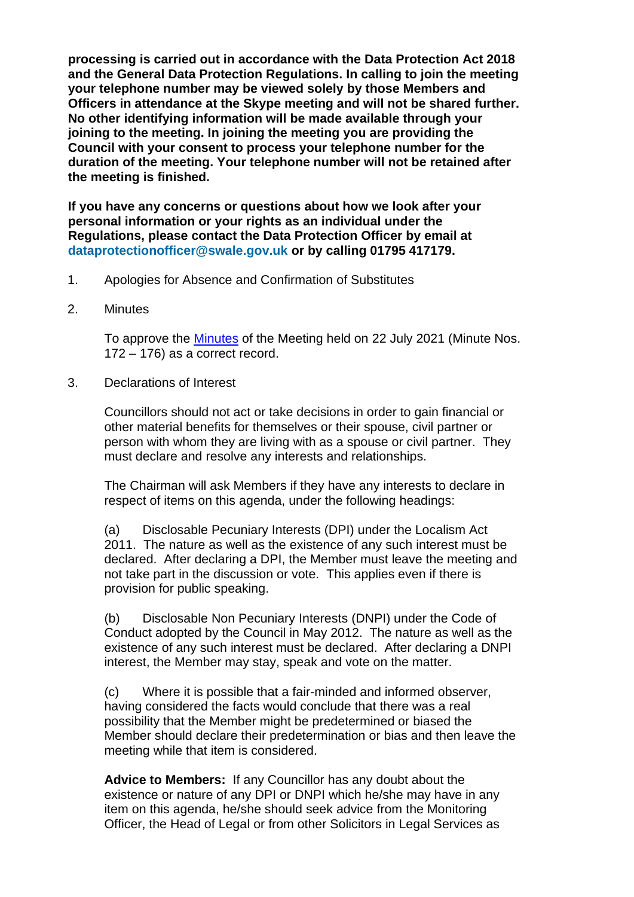**processing is carried out in accordance with the Data Protection Act 2018 and the General Data Protection Regulations. In calling to join the meeting your telephone number may be viewed solely by those Members and Officers in attendance at the Skype meeting and will not be shared further. No other identifying information will be made available through your joining to the meeting. In joining the meeting you are providing the Council with your consent to process your telephone number for the duration of the meeting. Your telephone number will not be retained after the meeting is finished.**

**If you have any concerns or questions about how we look after your personal information or your rights as an individual under the Regulations, please contact the Data Protection Officer by email at dataprotectionofficer@swale.gov.uk or by calling 01795 417179.**

1. Apologies for Absence and Confirmation of Substitutes

2. Minutes

   To approve the Minutes of the Meeting held on 22 July 2021 (Minute Nos. 172 – 176) as a correct record.

3. Declarations of Interest

   Councillors should not act or take decisions in order to gain financial or other material benefits for themselves or their spouse, civil partner or person with whom they are living with as a spouse or civil partner. They must declare and resolve any interests and relationships.

   The Chairman will ask Members if they have any interests to declare in respect of items on this agenda, under the following headings:

   (a) Disclosable Pecuniary Interests (DPI) under the Localism Act 2011. The nature as well as the existence of any such interest must be declared. After declaring a DPI, the Member must leave the meeting and not take part in the discussion or vote. This applies even if there is provision for public speaking.

   (b) Disclosable Non Pecuniary Interests (DNPI) under the Code of Conduct adopted by the Council in May 2012. The nature as well as the existence of any such interest must be declared. After declaring a DNPI interest, the Member may stay, speak and vote on the matter.

   (c) Where it is possible that a fair-minded and informed observer, having considered the facts would conclude that there was a real possibility that the Member might be predetermined or biased the Member should declare their predetermination or bias and then leave the meeting while that item is considered.

   **Advice to Members:** If any Councillor has any doubt about the existence or nature of any DPI or DNPI which he/she may have in any item on this agenda, he/she should seek advice from the Monitoring Officer, the Head of Legal or from other Solicitors in Legal Services as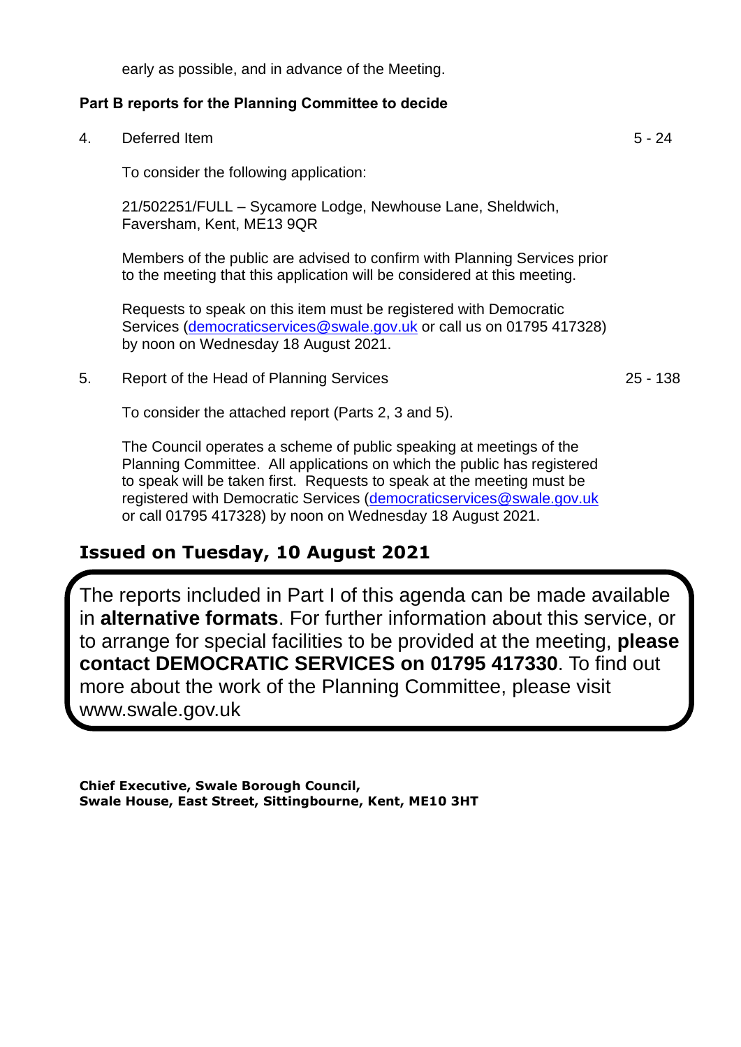early as possible, and in advance of the Meeting.

**Part B reports for the Planning Committee to decide**

4. Deferred Item 5 - 24

   To consider the following application:

   21/502251/FULL – Sycamore Lodge, Newhouse Lane, Sheldwich, Faversham, Kent, ME13 9QR

   Members of the public are advised to confirm with Planning Services prior to the meeting that this application will be considered at this meeting.

   Requests to speak on this item must be registered with Democratic Services (democraticservices@swale.gov.uk or call us on 01795 417328) by noon on Wednesday 18 August 2021.

5. Report of the Head of Planning Services 25 - 138

   To consider the attached report (Parts 2, 3 and 5).

   The Council operates a scheme of public speaking at meetings of the Planning Committee. All applications on which the public has registered to speak will be taken first. Requests to speak at the meeting must be registered with Democratic Services (democraticservices@swale.gov.uk or call 01795 417328) by noon on Wednesday 18 August 2021.

## Issued on Tuesday, 10 August 2021

The reports included in Part I of this agenda can be made available in **alternative formats**. For further information about this service, or to arrange for special facilities to be provided at the meeting, **please contact DEMOCRATIC SERVICES on 01795 417330**. To find out more about the work of the Planning Committee, please visit www.swale.gov.uk

**Chief Executive, Swale Borough Council,**
**Swale House, East Street, Sittingbourne, Kent, ME10 3HT**